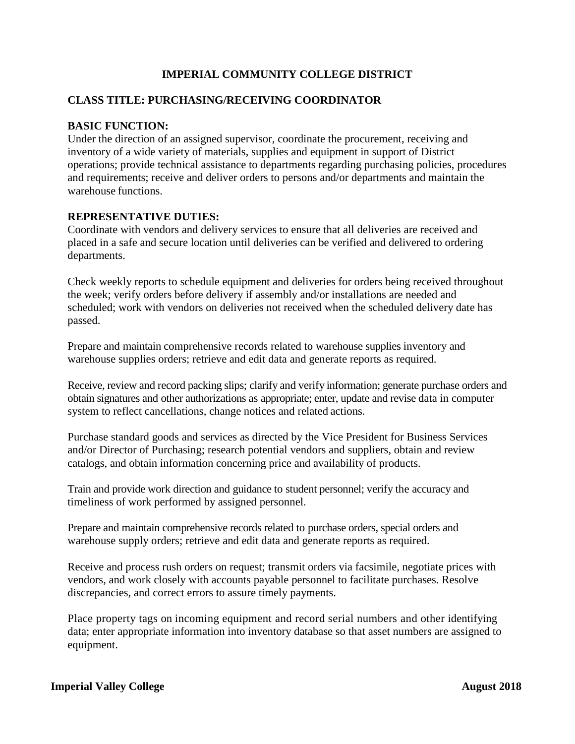# IMPERIAL COMMUNITY COLLEGE DISTRICT

## CLASS TITLE: PURCHASING/RECEIVING COORDINATOR

### BASIC FUNCTION:

Under the direction of an assigned supervisor, coordinate the procurement, receiving and inventory of a wide variety of materials, supplies and equipment in support of District operations; provide technical assistance to departments regarding purchasing policies, procedures and requirements; receive and deliver orders to persons and/or departments and maintain the warehouse functions.

### REPRESENTATIVE DUTIES:

Coordinate with vendors and delivery services to ensure that all deliveries are received and placed in a safe and secure location until deliveries can be verified and delivered to ordering departments.

Check weekly reports to schedule equipment and deliveries for orders being received throughout the week; verify orders before delivery if assembly and/or installations are needed and scheduled; work with vendors on deliveries not received when the scheduled delivery date has passed.

Prepare and maintain comprehensive records related to warehouse supplies inventory and warehouse supplies orders; retrieve and edit data and generate reports as required.

Receive, review and record packing slips; clarify and verify information; generate purchase orders and obtain signatures and other authorizations as appropriate; enter, update and revise data in computer system to reflect cancellations, change notices and related actions.

Purchase standard goods and services as directed by the Vice President for Business Services and/or Director of Purchasing; research potential vendors and suppliers, obtain and review catalogs, and obtain information concerning price and availability of products.

Train and provide work direction and guidance to student personnel; verify the accuracy and timeliness of work performed by assigned personnel.

Prepare and maintain comprehensive records related to purchase orders, special orders and warehouse supply orders; retrieve and edit data and generate reports as required.

Receive and process rush orders on request; transmit orders via facsimile, negotiate prices with vendors, and work closely with accounts payable personnel to facilitate purchases. Resolve discrepancies, and correct errors to assure timely payments.

Place property tags on incoming equipment and record serial numbers and other identifying data; enter appropriate information into inventory database so that asset numbers are assigned to equipment.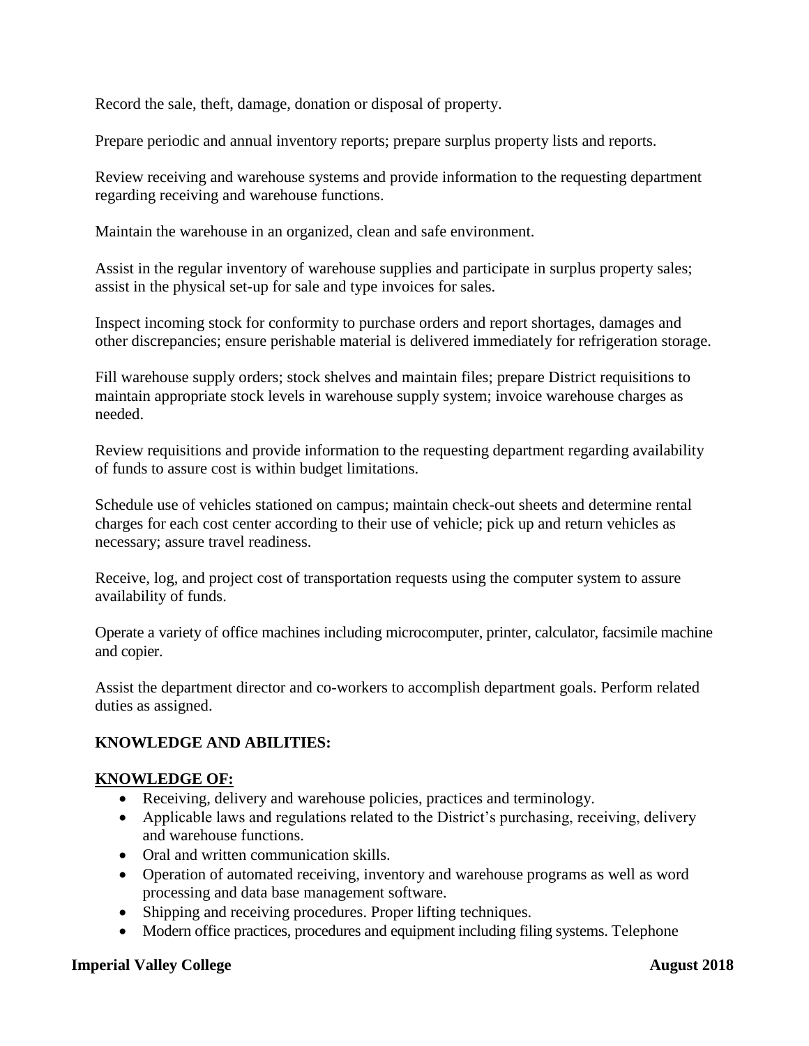Record the sale, theft, damage, donation or disposal of property.

Prepare periodic and annual inventory reports; prepare surplus property lists and reports.

Review receiving and warehouse systems and provide information to the requesting department regarding receiving and warehouse functions.

Maintain the warehouse in an organized, clean and safe environment.

Assist in the regular inventory of warehouse supplies and participate in surplus property sales; assist in the physical set-up for sale and type invoices for sales.

Inspect incoming stock for conformity to purchase orders and report shortages, damages and other discrepancies; ensure perishable material is delivered immediately for refrigeration storage.

Fill warehouse supply orders; stock shelves and maintain files; prepare District requisitions to maintain appropriate stock levels in warehouse supply system; invoice warehouse charges as needed.

Review requisitions and provide information to the requesting department regarding availability of funds to assure cost is within budget limitations.

Schedule use of vehicles stationed on campus; maintain check-out sheets and determine rental charges for each cost center according to their use of vehicle; pick up and return vehicles as necessary; assure travel readiness.

Receive, log, and project cost of transportation requests using the computer system to assure availability of funds.

Operate a variety of office machines including microcomputer, printer, calculator, facsimile machine and copier.

Assist the department director and co-workers to accomplish department goals. Perform related duties as assigned.

**KNOWLEDGE AND ABILITIES:**

**KNOWLEDGE OF:**

- Receiving, delivery and warehouse policies, practices and terminology.
- Applicable laws and regulations related to the District's purchasing, receiving, delivery and warehouse functions.
- Oral and written communication skills.
- Operation of automated receiving, inventory and warehouse programs as well as word processing and data base management software.
- Shipping and receiving procedures. Proper lifting techniques.
- Modern office practices, procedures and equipment including filing systems. Telephone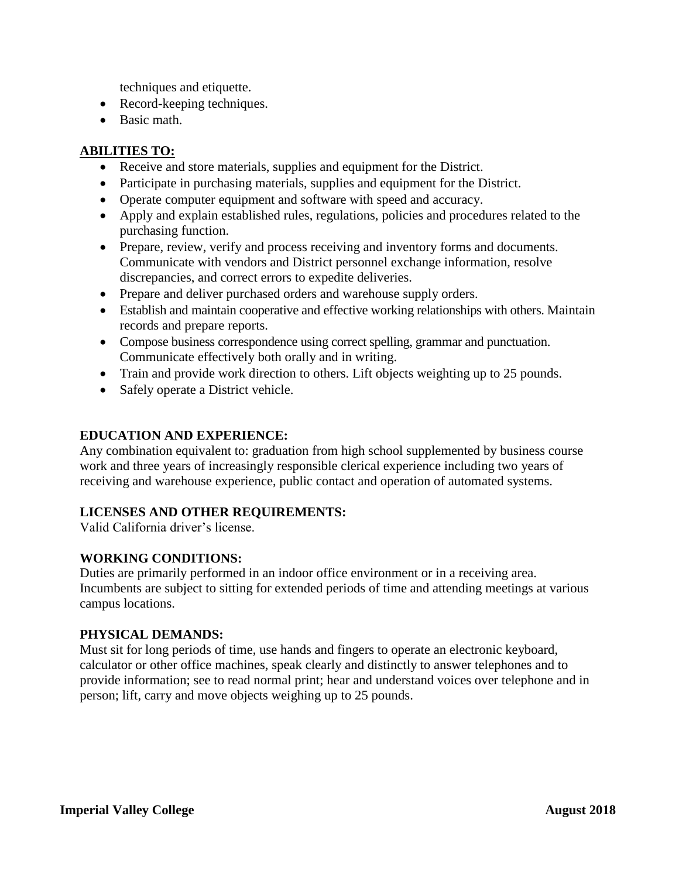techniques and etiquette.

- Record-keeping techniques.
- Basic math.

**ABILITIES TO:**

- Receive and store materials, supplies and equipment for the District.
- Participate in purchasing materials, supplies and equipment for the District.
- Operate computer equipment and software with speed and accuracy.
- Apply and explain established rules, regulations, policies and procedures related to the purchasing function.
- Prepare, review, verify and process receiving and inventory forms and documents. Communicate with vendors and District personnel exchange information, resolve discrepancies, and correct errors to expedite deliveries.
- Prepare and deliver purchased orders and warehouse supply orders.
- Establish and maintain cooperative and effective working relationships with others. Maintain records and prepare reports.
- Compose business correspondence using correct spelling, grammar and punctuation. Communicate effectively both orally and in writing.
- Train and provide work direction to others. Lift objects weighting up to 25 pounds.
- Safely operate a District vehicle.

**EDUCATION AND EXPERIENCE:**

Any combination equivalent to: graduation from high school supplemented by business course work and three years of increasingly responsible clerical experience including two years of receiving and warehouse experience, public contact and operation of automated systems.

**LICENSES AND OTHER REQUIREMENTS:**

Valid California driver's license.

**WORKING CONDITIONS:**

Duties are primarily performed in an indoor office environment or in a receiving area. Incumbents are subject to sitting for extended periods of time and attending meetings at various campus locations.

**PHYSICAL DEMANDS:**

Must sit for long periods of time, use hands and fingers to operate an electronic keyboard, calculator or other office machines, speak clearly and distinctly to answer telephones and to provide information; see to read normal print; hear and understand voices over telephone and in person; lift, carry and move objects weighing up to 25 pounds.